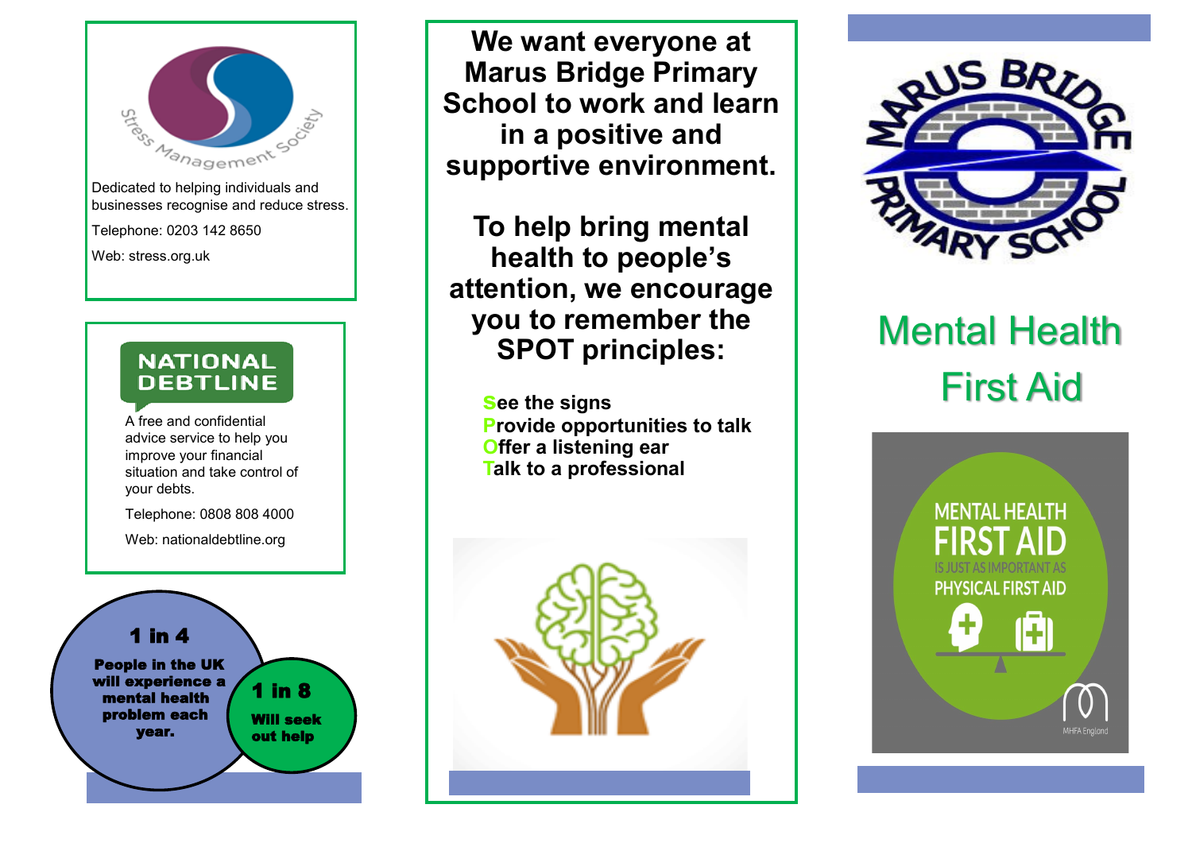Stress Management Society

Dedicated to helping individuals and businesses recognise and reduce stress.

Telephone: 0203 142 8650

Web: stress.org.uk

NATIONAL DEBTLINE

A free and confidential advice service to help you improve your financial situation and take control of your debts.

Telephone: 0808 808 4000

Web: nationaldebtline.org

**1 in 4**

**People in the UK will experience a mental health problem each year.**

**1 in 8**

**Will seek out help**

**We want everyone at Marus Bridge Primary School to work and learn in a positive and supportive environment.**

**To help bring mental health to people's attention, we encourage you to remember the SPOT principles:**

**S**ee the signs
**P**rovide opportunities to talk
**O**ffer a listening ear
**T**alk to a professional

MARUS BRIDGE PRIMARY SCHOOL

# Mental Health First Aid

MENTAL HEALTH FIRST AID IS JUST AS IMPORTANT AS PHYSICAL FIRST AID

MHFA England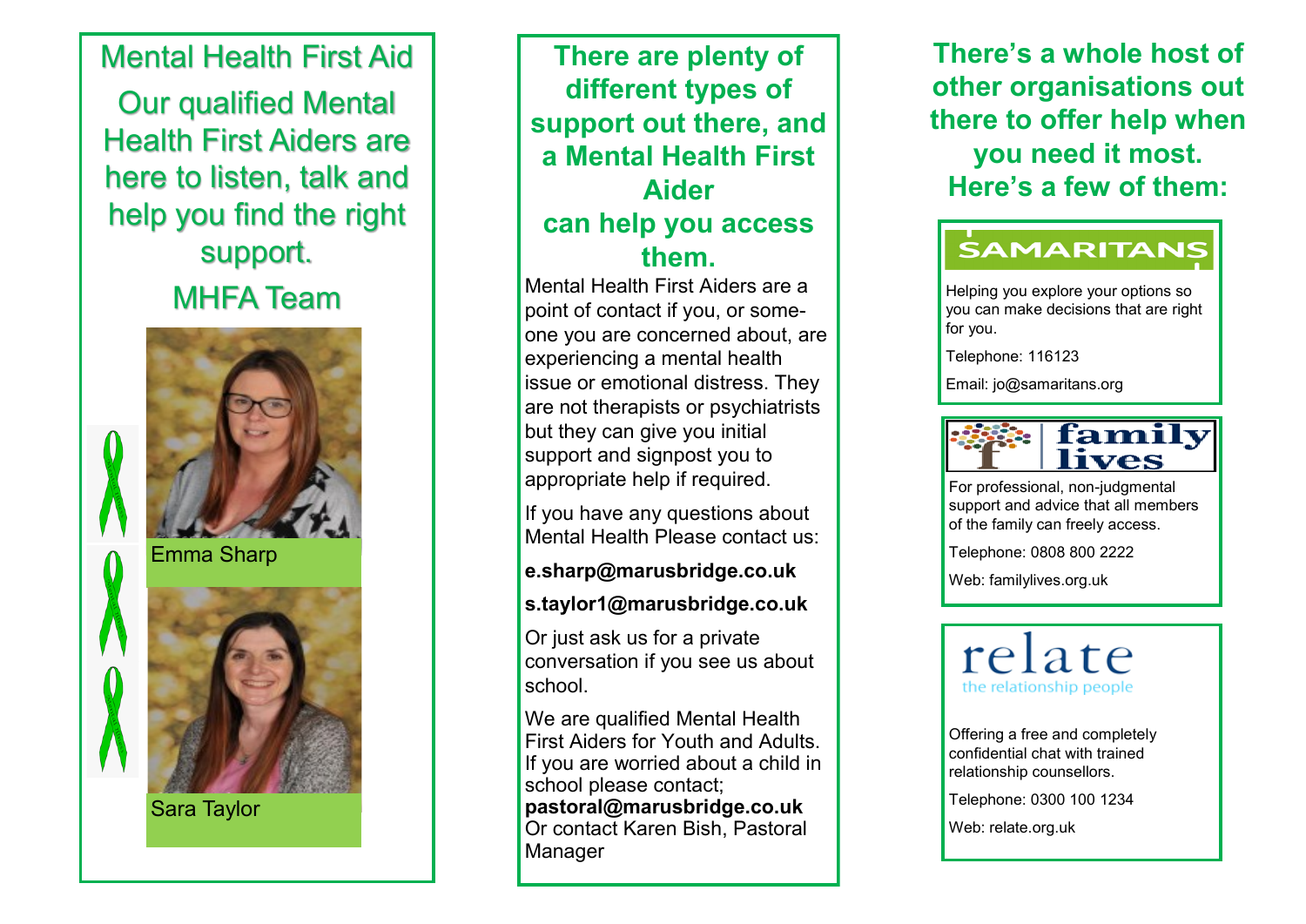# Mental Health First Aid

Our qualified Mental Health First Aiders are here to listen, talk and help you find the right support.

MHFA Team

Emma Sharp

Sara Taylor

## There are plenty of different types of support out there, and a Mental Health First Aider can help you access them.

Mental Health First Aiders are a point of contact if you, or someone you are concerned about, are experiencing a mental health issue or emotional distress. They are not therapists or psychiatrists but they can give you initial support and signpost you to appropriate help if required.

If you have any questions about Mental Health Please contact us:

**e.sharp@marusbridge.co.uk**

**s.taylor1@marusbridge.co.uk**

Or just ask us for a private conversation if you see us about school.

We are qualified Mental Health First Aiders for Youth and Adults. If you are worried about a child in school please contact; **pastoral@marusbridge.co.uk** Or contact Karen Bish, Pastoral Manager

## There's a whole host of other organisations out there to offer help when you need it most. Here's a few of them:

### SAMARITANS

Helping you explore your options so you can make decisions that are right for you.

Telephone: 116123

Email: jo@samaritans.org

### family lives

For professional, non-judgmental support and advice that all members of the family can freely access.

Telephone: 0808 800 2222

Web: familylives.org.uk

### relate
the relationship people

Offering a free and completely confidential chat with trained relationship counsellors.

Telephone: 0300 100 1234

Web: relate.org.uk